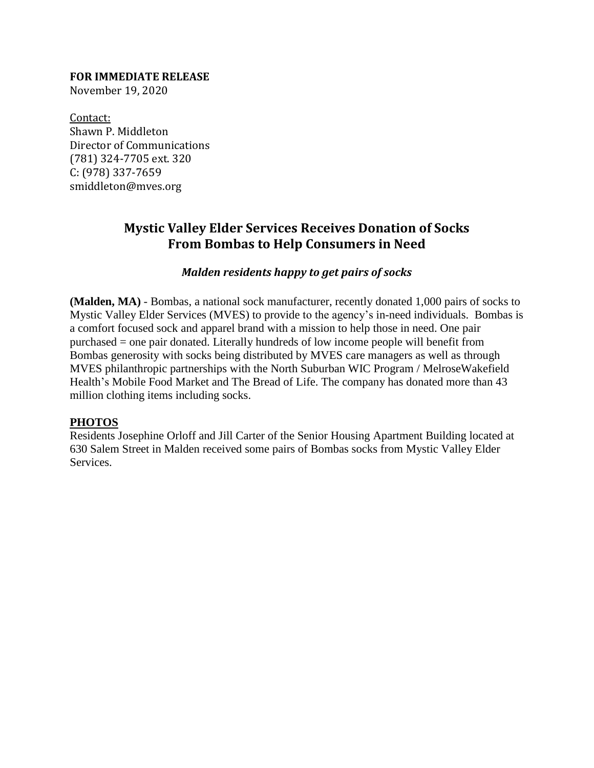**FOR IMMEDIATE RELEASE**
November 19, 2020

Contact:
Shawn P. Middleton
Director of Communications
(781) 324-7705 ext. 320
C: (978) 337-7659
smiddleton@mves.org

# Mystic Valley Elder Services Receives Donation of Socks From Bombas to Help Consumers in Need

### *Malden residents happy to get pairs of socks*

**(Malden, MA)** - Bombas, a national sock manufacturer, recently donated 1,000 pairs of socks to Mystic Valley Elder Services (MVES) to provide to the agency's in-need individuals. Bombas is a comfort focused sock and apparel brand with a mission to help those in need. One pair purchased = one pair donated. Literally hundreds of low income people will benefit from Bombas generosity with socks being distributed by MVES care managers as well as through MVES philanthropic partnerships with the North Suburban WIC Program / MelroseWakefield Health's Mobile Food Market and The Bread of Life. The company has donated more than 43 million clothing items including socks.

## PHOTOS

Residents Josephine Orloff and Jill Carter of the Senior Housing Apartment Building located at 630 Salem Street in Malden received some pairs of Bombas socks from Mystic Valley Elder Services.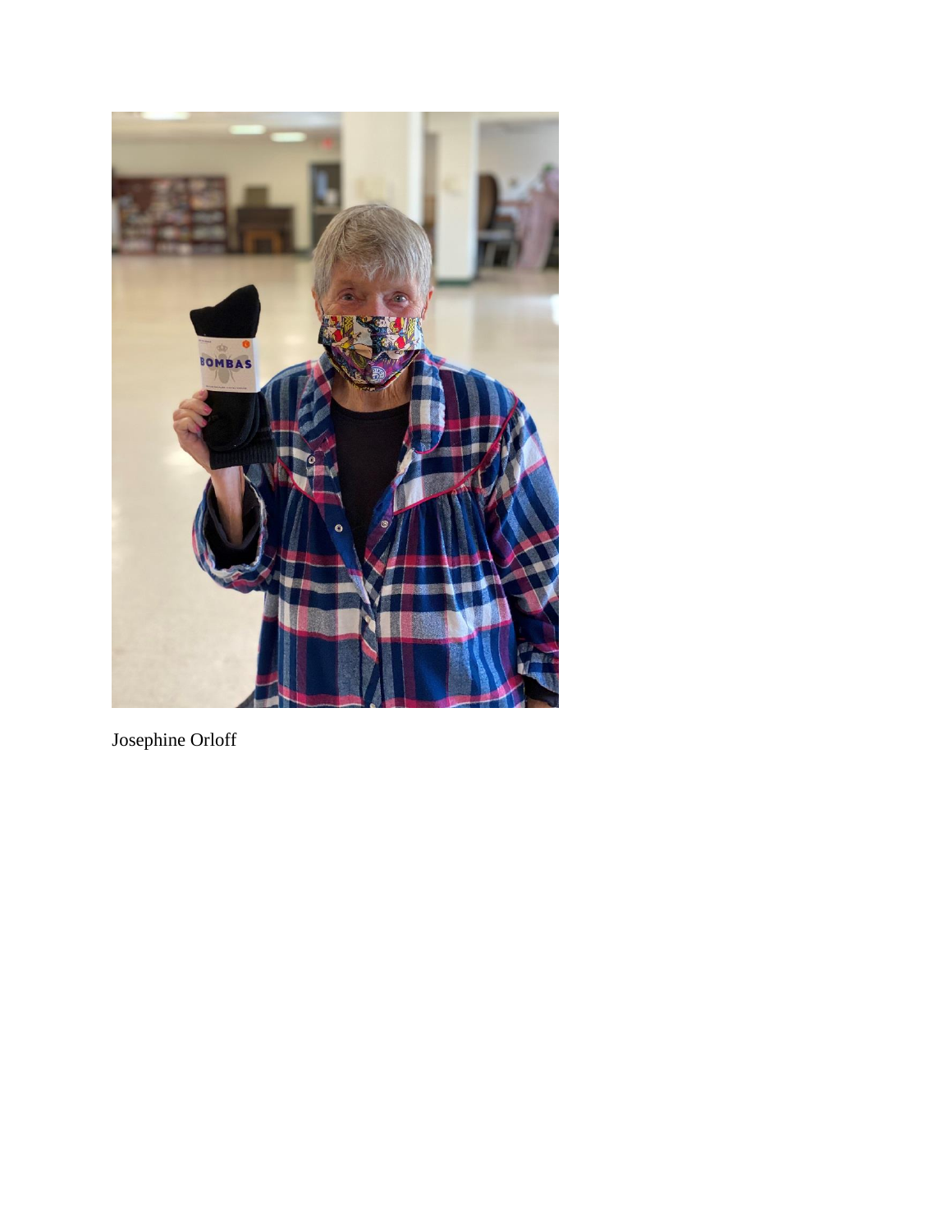Josephine Orloff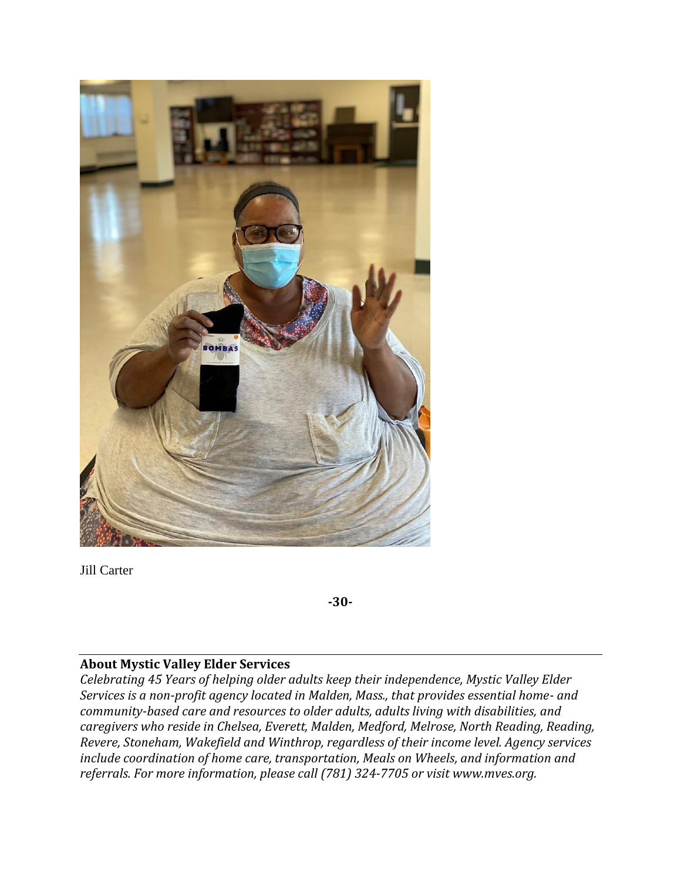Jill Carter

**-30-**

---

**About Mystic Valley Elder Services**

*Celebrating 45 Years of helping older adults keep their independence, Mystic Valley Elder Services is a non-profit agency located in Malden, Mass., that provides essential home- and community-based care and resources to older adults, adults living with disabilities, and caregivers who reside in Chelsea, Everett, Malden, Medford, Melrose, North Reading, Reading, Revere, Stoneham, Wakefield and Winthrop, regardless of their income level. Agency services include coordination of home care, transportation, Meals on Wheels, and information and referrals. For more information, please call (781) 324-7705 or visit www.mves.org.*